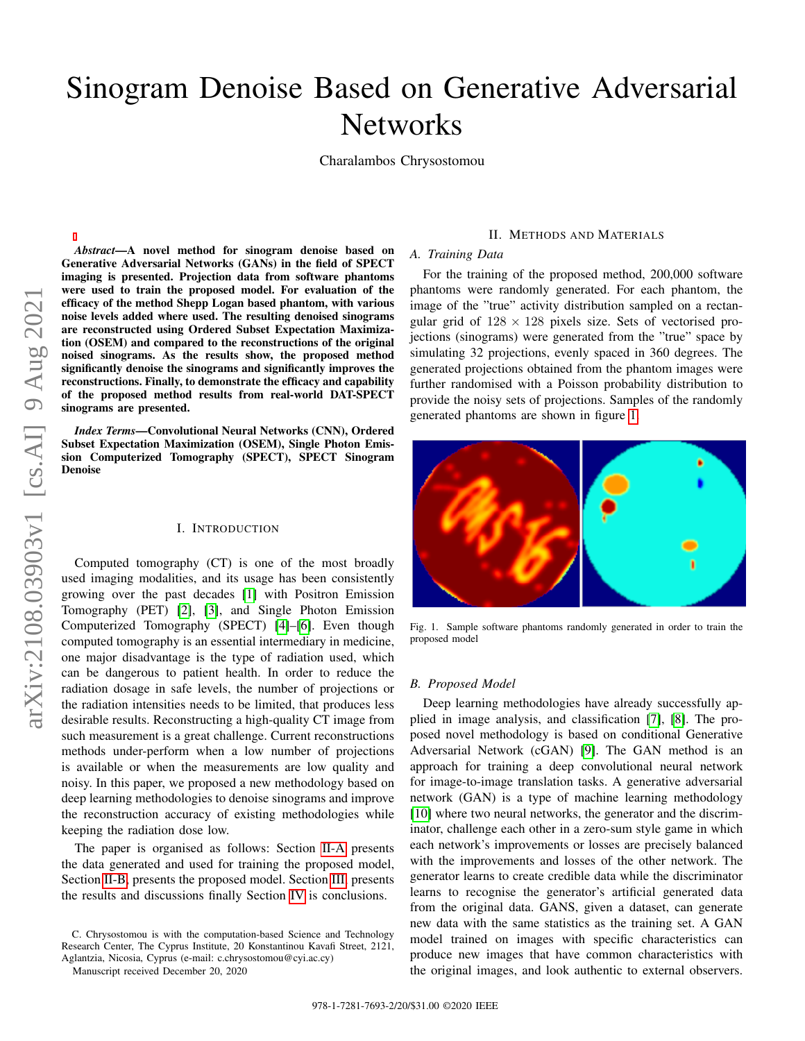# Sinogram Denoise Based on Generative Adversarial Networks

Charalambos Chrysostomou

***Abstract*—A novel method for sinogram denoise based on Generative Adversarial Networks (GANs) in the field of SPECT imaging is presented. Projection data from software phantoms were used to train the proposed model. For evaluation of the efficacy of the method Shepp Logan based phantom, with various noise levels added where used. The resulting denoised sinograms are reconstructed using Ordered Subset Expectation Maximization (OSEM) and compared to the reconstructions of the original noised sinograms. As the results show, the proposed method significantly denoise the sinograms and significantly improves the reconstructions. Finally, to demonstrate the efficacy and capability of the proposed method results from real-world DAT-SPECT sinograms are presented.**

***Index Terms*—Convolutional Neural Networks (CNN), Ordered Subset Expectation Maximization (OSEM), Single Photon Emission Computerized Tomography (SPECT), SPECT Sinogram Denoise**

## I. Introduction

Computed tomography (CT) is one of the most broadly used imaging modalities, and its usage has been consistently growing over the past decades [1] with Positron Emission Tomography (PET) [2], [3], and Single Photon Emission Computerized Tomography (SPECT) [4]–[6]. Even though computed tomography is an essential intermediary in medicine, one major disadvantage is the type of radiation used, which can be dangerous to patient health. In order to reduce the radiation dosage in safe levels, the number of projections or the radiation intensities needs to be limited, that produces less desirable results. Reconstructing a high-quality CT image from such measurement is a great challenge. Current reconstructions methods under-perform when a low number of projections is available or when the measurements are low quality and noisy. In this paper, we proposed a new methodology based on deep learning methodologies to denoise sinograms and improve the reconstruction accuracy of existing methodologies while keeping the radiation dose low.

The paper is organised as follows: Section II-A presents the data generated and used for training the proposed model, Section II-B, presents the proposed model. Section III presents the results and discussions finally Section IV is conclusions.

C. Chrysostomou is with the computation-based Science and Technology Research Center, The Cyprus Institute, 20 Konstantinou Kavafi Street, 2121, Aglantzia, Nicosia, Cyprus (e-mail: c.chrysostomou@cyi.ac.cy)

Manuscript received December 20, 2020

## II. Methods and Materials

### A. Training Data

For the training of the proposed method, 200,000 software phantoms were randomly generated. For each phantom, the image of the "true" activity distribution sampled on a rectangular grid of $128 \times 128$ pixels size. Sets of vectorised projections (sinograms) were generated from the "true" space by simulating 32 projections, evenly spaced in 360 degrees. The generated projections obtained from the phantom images were further randomised with a Poisson probability distribution to provide the noisy sets of projections. Samples of the randomly generated phantoms are shown in figure 1

Fig. 1. Sample software phantoms randomly generated in order to train the proposed model

### B. Proposed Model

Deep learning methodologies have already successfully applied in image analysis, and classification [7], [8]. The proposed novel methodology is based on conditional Generative Adversarial Network (cGAN) [9]. The GAN method is an approach for training a deep convolutional neural network for image-to-image translation tasks. A generative adversarial network (GAN) is a type of machine learning methodology [10] where two neural networks, the generator and the discriminator, challenge each other in a zero-sum style game in which each network's improvements or losses are precisely balanced with the improvements and losses of the other network. The generator learns to create credible data while the discriminator learns to recognise the generator's artificial generated data from the original data. GANS, given a dataset, can generate new data with the same statistics as the training set. A GAN model trained on images with specific characteristics can produce new images that have common characteristics with the original images, and look authentic to external observers.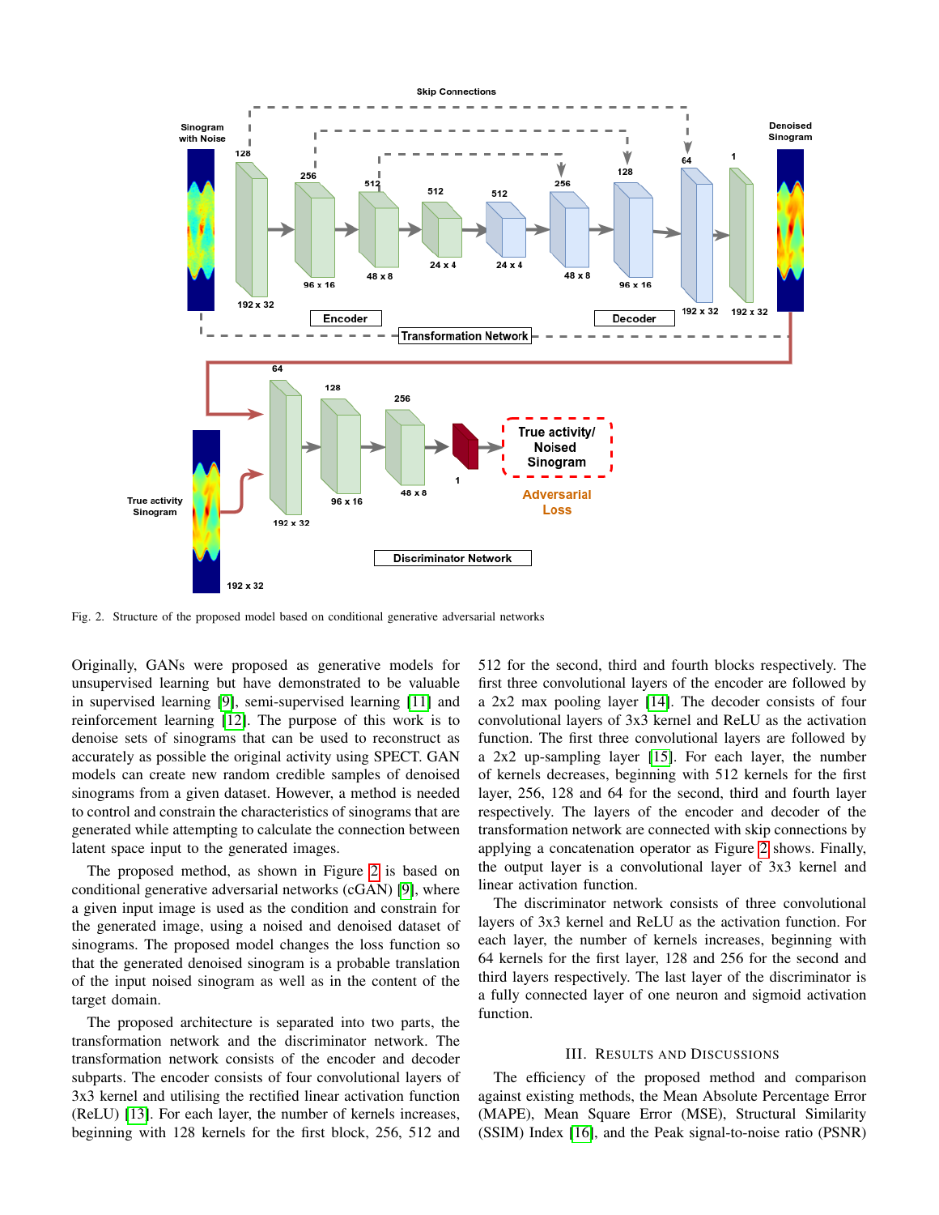Fig. 2. Structure of the proposed model based on conditional generative adversarial networks

Originally, GANs were proposed as generative models for unsupervised learning but have demonstrated to be valuable in supervised learning [9], semi-supervised learning [11] and reinforcement learning [12]. The purpose of this work is to denoise sets of sinograms that can be used to reconstruct as accurately as possible the original activity using SPECT. GAN models can create new random credible samples of denoised sinograms from a given dataset. However, a method is needed to control and constrain the characteristics of sinograms that are generated while attempting to calculate the connection between latent space input to the generated images.

The proposed method, as shown in Figure 2 is based on conditional generative adversarial networks (cGAN) [9], where a given input image is used as the condition and constrain for the generated image, using a noised and denoised dataset of sinograms. The proposed model changes the loss function so that the generated denoised sinogram is a probable translation of the input noised sinogram as well as in the content of the target domain.

The proposed architecture is separated into two parts, the transformation network and the discriminator network. The transformation network consists of the encoder and decoder subparts. The encoder consists of four convolutional layers of 3x3 kernel and utilising the rectified linear activation function (ReLU) [13]. For each layer, the number of kernels increases, beginning with 128 kernels for the first block, 256, 512 and 512 for the second, third and fourth blocks respectively. The first three convolutional layers of the encoder are followed by a 2x2 max pooling layer [14]. The decoder consists of four convolutional layers of 3x3 kernel and ReLU as the activation function. The first three convolutional layers are followed by a 2x2 up-sampling layer [15]. For each layer, the number of kernels decreases, beginning with 512 kernels for the first layer, 256, 128 and 64 for the second, third and fourth layer respectively. The layers of the encoder and decoder of the transformation network are connected with skip connections by applying a concatenation operator as Figure 2 shows. Finally, the output layer is a convolutional layer of 3x3 kernel and linear activation function.

The discriminator network consists of three convolutional layers of 3x3 kernel and ReLU as the activation function. For each layer, the number of kernels increases, beginning with 64 kernels for the first layer, 128 and 256 for the second and third layers respectively. The last layer of the discriminator is a fully connected layer of one neuron and sigmoid activation function.

## III. Results and Discussions

The efficiency of the proposed method and comparison against existing methods, the Mean Absolute Percentage Error (MAPE), Mean Square Error (MSE), Structural Similarity (SSIM) Index [16], and the Peak signal-to-noise ratio (PSNR)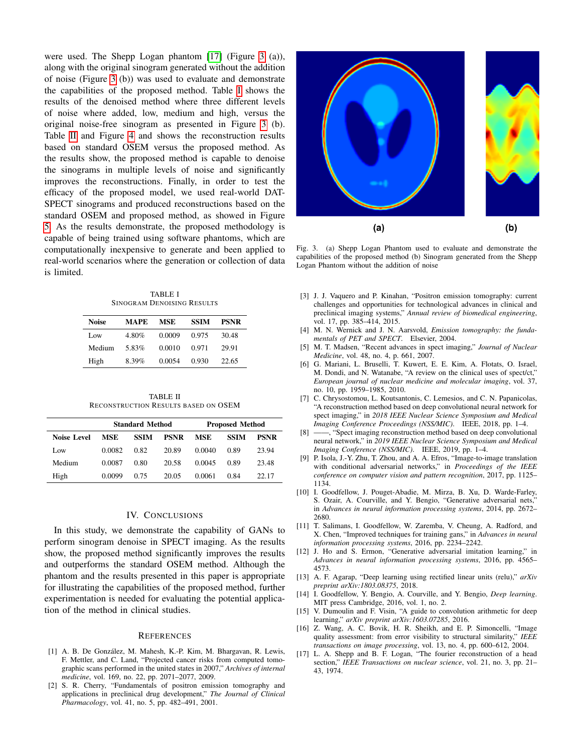were used. The Shepp Logan phantom [17] (Figure 3 (a)), along with the original sinogram generated without the addition of noise (Figure 3 (b)) was used to evaluate and demonstrate the capabilities of the proposed method. Table I shows the results of the denoised method where three different levels of noise where added, low, medium and high, versus the original noise-free sinogram as presented in Figure 3 (b). Table II and Figure 4 and shows the reconstruction results based on standard OSEM versus the proposed method. As the results show, the proposed method is capable to denoise the sinograms in multiple levels of noise and significantly improves the reconstructions. Finally, in order to test the efficacy of the proposed model, we used real-world DAT-SPECT sinograms and produced reconstructions based on the standard OSEM and proposed method, as showed in Figure 5. As the results demonstrate, the proposed methodology is capable of being trained using software phantoms, which are computationally inexpensive to generate and been applied to real-world scenarios where the generation or collection of data is limited.

TABLE I
SINOGRAM DENOISING RESULTS

| Noise | MAPE | MSE | SSIM | PSNR |
|---|---|---|---|---|
| Low | 4.80% | 0.0009 | 0.975 | 30.48 |
| Medium | 5.83% | 0.0010 | 0.971 | 29.91 |
| High | 8.39% | 0.0054 | 0.930 | 22.65 |

TABLE II
RECONSTRUCTION RESULTS BASED ON OSEM

| | Standard Method | | | Proposed Method | | |
|---|---|---|---|---|---|---|
| Noise Level | MSE | SSIM | PSNR | MSE | SSIM | PSNR |
| Low | 0.0082 | 0.82 | 20.89 | 0.0040 | 0.89 | 23.94 |
| Medium | 0.0087 | 0.80 | 20.58 | 0.0045 | 0.89 | 23.48 |
| High | 0.0099 | 0.75 | 20.05 | 0.0061 | 0.84 | 22.17 |

## IV. CONCLUSIONS

In this study, we demonstrate the capability of GANs to perform sinogram denoise in SPECT imaging. As the results show, the proposed method significantly improves the results and outperforms the standard OSEM method. Although the phantom and the results presented in this paper is appropriate for illustrating the capabilities of the proposed method, further experimentation is needed for evaluating the potential application of the method in clinical studies.

Fig. 3. (a) Shepp Logan Phantom used to evaluate and demonstrate the capabilities of the proposed method (b) Sinogram generated from the Shepp Logan Phantom without the addition of noise

## REFERENCES

[1] A. B. De González, M. Mahesh, K.-P. Kim, M. Bhargavan, R. Lewis, F. Mettler, and C. Land, "Projected cancer risks from computed tomographic scans performed in the united states in 2007," *Archives of internal medicine*, vol. 169, no. 22, pp. 2071–2077, 2009.

[2] S. R. Cherry, "Fundamentals of positron emission tomography and applications in preclinical drug development," *The Journal of Clinical Pharmacology*, vol. 41, no. 5, pp. 482–491, 2001.

[3] J. J. Vaquero and P. Kinahan, "Positron emission tomography: current challenges and opportunities for technological advances in clinical and preclinical imaging systems," *Annual review of biomedical engineering*, vol. 17, pp. 385–414, 2015.

[4] M. N. Wernick and J. N. Aarsvold, *Emission tomography: the fundamentals of PET and SPECT*. Elsevier, 2004.

[5] M. T. Madsen, "Recent advances in spect imaging," *Journal of Nuclear Medicine*, vol. 48, no. 4, p. 661, 2007.

[6] G. Mariani, L. Bruselli, T. Kuwert, E. E. Kim, A. Flotats, O. Israel, M. Dondi, and N. Watanabe, "A review on the clinical uses of spect/ct," *European journal of nuclear medicine and molecular imaging*, vol. 37, no. 10, pp. 1959–1985, 2010.

[7] C. Chrysostomou, L. Koutsantonis, C. Lemesios, and C. N. Papanicolas, "A reconstruction method based on deep convolutional neural network for spect imaging," in *2018 IEEE Nuclear Science Symposium and Medical Imaging Conference Proceedings (NSS/MIC)*. IEEE, 2018, pp. 1–4.

[8] ——, "Spect imaging reconstruction method based on deep convolutional neural network," in *2019 IEEE Nuclear Science Symposium and Medical Imaging Conference (NSS/MIC)*. IEEE, 2019, pp. 1–4.

[9] P. Isola, J.-Y. Zhu, T. Zhou, and A. A. Efros, "Image-to-image translation with conditional adversarial networks," in *Proceedings of the IEEE conference on computer vision and pattern recognition*, 2017, pp. 1125–1134.

[10] I. Goodfellow, J. Pouget-Abadie, M. Mirza, B. Xu, D. Warde-Farley, S. Ozair, A. Courville, and Y. Bengio, "Generative adversarial nets," in *Advances in neural information processing systems*, 2014, pp. 2672–2680.

[11] T. Salimans, I. Goodfellow, W. Zaremba, V. Cheung, A. Radford, and X. Chen, "Improved techniques for training gans," in *Advances in neural information processing systems*, 2016, pp. 2234–2242.

[12] J. Ho and S. Ermon, "Generative adversarial imitation learning," in *Advances in neural information processing systems*, 2016, pp. 4565–4573.

[13] A. F. Agarap, "Deep learning using rectified linear units (relu)," *arXiv preprint arXiv:1803.08375*, 2018.

[14] I. Goodfellow, Y. Bengio, A. Courville, and Y. Bengio, *Deep learning*. MIT press Cambridge, 2016, vol. 1, no. 2.

[15] V. Dumoulin and F. Visin, "A guide to convolution arithmetic for deep learning," *arXiv preprint arXiv:1603.07285*, 2016.

[16] Z. Wang, A. C. Bovik, H. R. Sheikh, and E. P. Simoncelli, "Image quality assessment: from error visibility to structural similarity," *IEEE transactions on image processing*, vol. 13, no. 4, pp. 600–612, 2004.

[17] L. A. Shepp and B. F. Logan, "The fourier reconstruction of a head section," *IEEE Transactions on nuclear science*, vol. 21, no. 3, pp. 21–43, 1974.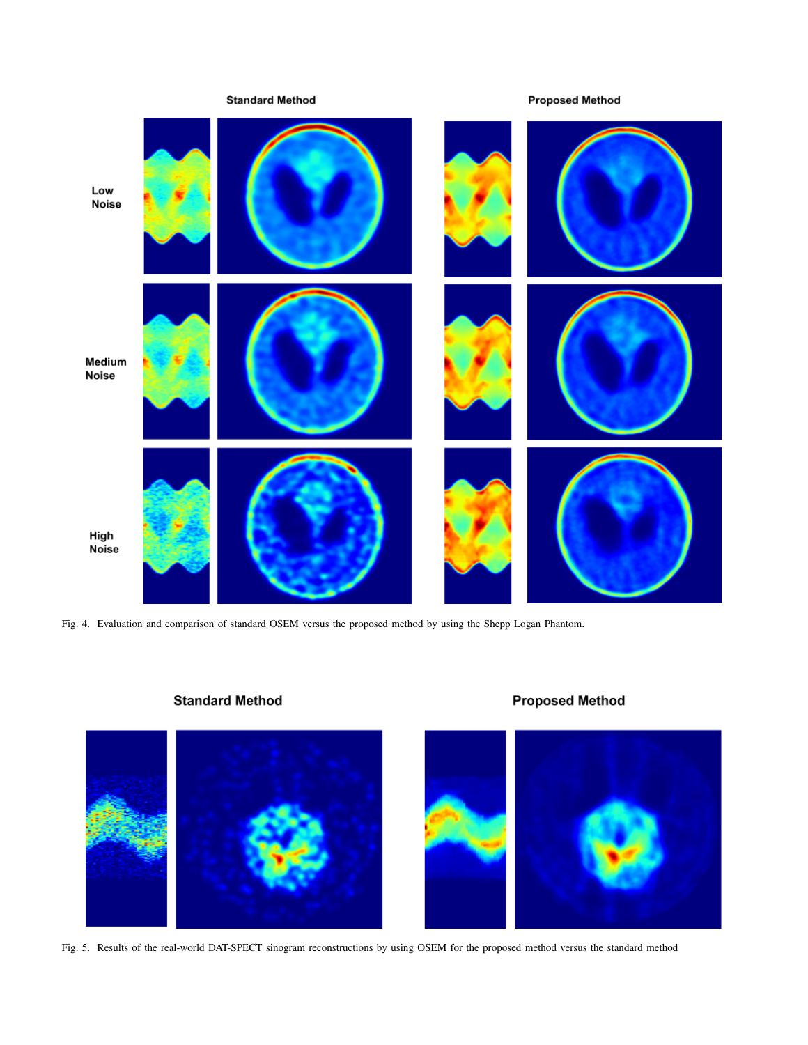Standard Method

Proposed Method

Low Noise

Medium Noise

High Noise

Fig. 4. Evaluation and comparison of standard OSEM versus the proposed method by using the Shepp Logan Phantom.

Standard Method

Proposed Method

Fig. 5. Results of the real-world DAT-SPECT sinogram reconstructions by using OSEM for the proposed method versus the standard method